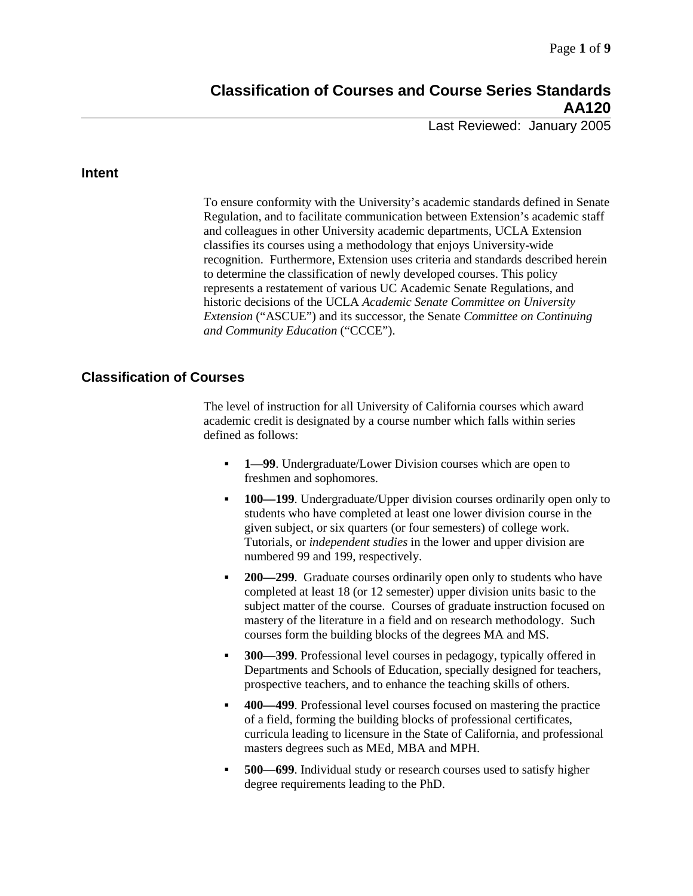# Classification of Courses and Course Series Standards AA120

Last Reviewed: January 2005

## Intent

To ensure conformity with the University's academic standards defined in Senate Regulation, and to facilitate communication between Extension's academic staff and colleagues in other University academic departments, UCLA Extension classifies its courses using a methodology that enjoys University-wide recognition. Furthermore, Extension uses criteria and standards described herein to determine the classification of newly developed courses. This policy represents a restatement of various UC Academic Senate Regulations, and historic decisions of the UCLA *Academic Senate Committee on University Extension* ("ASCUE") and its successor, the Senate *Committee on Continuing and Community Education* ("CCCE").

## Classification of Courses

The level of instruction for all University of California courses which award academic credit is designated by a course number which falls within series defined as follows:

- **1—99**. Undergraduate/Lower Division courses which are open to freshmen and sophomores.
- **100—199**. Undergraduate/Upper division courses ordinarily open only to students who have completed at least one lower division course in the given subject, or six quarters (or four semesters) of college work. Tutorials, or *independent studies* in the lower and upper division are numbered 99 and 199, respectively.
- **200—299**. Graduate courses ordinarily open only to students who have completed at least 18 (or 12 semester) upper division units basic to the subject matter of the course. Courses of graduate instruction focused on mastery of the literature in a field and on research methodology. Such courses form the building blocks of the degrees MA and MS.
- **300—399**. Professional level courses in pedagogy, typically offered in Departments and Schools of Education, specially designed for teachers, prospective teachers, and to enhance the teaching skills of others.
- **400—499**. Professional level courses focused on mastering the practice of a field, forming the building blocks of professional certificates, curricula leading to licensure in the State of California, and professional masters degrees such as MEd, MBA and MPH.
- **500—699**. Individual study or research courses used to satisfy higher degree requirements leading to the PhD.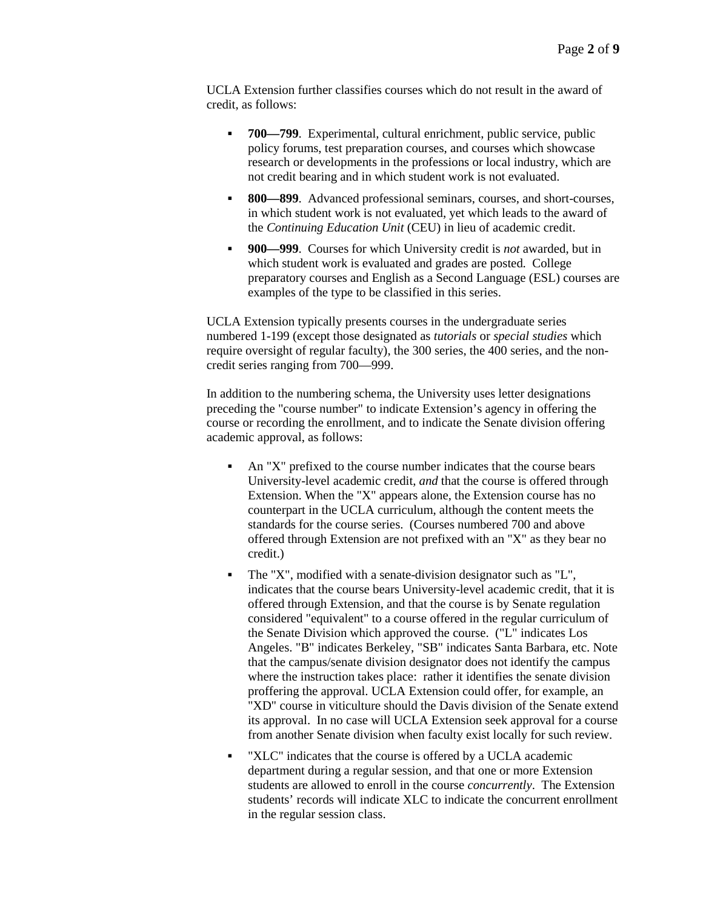UCLA Extension further classifies courses which do not result in the award of credit, as follows:

- **700—799**. Experimental, cultural enrichment, public service, public policy forums, test preparation courses, and courses which showcase research or developments in the professions or local industry, which are not credit bearing and in which student work is not evaluated.
- **800—899**. Advanced professional seminars, courses, and short-courses, in which student work is not evaluated, yet which leads to the award of the *Continuing Education Unit* (CEU) in lieu of academic credit.
- **900—999**. Courses for which University credit is *not* awarded, but in which student work is evaluated and grades are posted. College preparatory courses and English as a Second Language (ESL) courses are examples of the type to be classified in this series.

UCLA Extension typically presents courses in the undergraduate series numbered 1-199 (except those designated as *tutorials* or *special studies* which require oversight of regular faculty), the 300 series, the 400 series, and the non-credit series ranging from 700—999.

In addition to the numbering schema, the University uses letter designations preceding the "course number" to indicate Extension's agency in offering the course or recording the enrollment, and to indicate the Senate division offering academic approval, as follows:

- An "X" prefixed to the course number indicates that the course bears University-level academic credit, *and* that the course is offered through Extension. When the "X" appears alone, the Extension course has no counterpart in the UCLA curriculum, although the content meets the standards for the course series. (Courses numbered 700 and above offered through Extension are not prefixed with an "X" as they bear no credit.)
- The "X", modified with a senate-division designator such as "L", indicates that the course bears University-level academic credit, that it is offered through Extension, and that the course is by Senate regulation considered "equivalent" to a course offered in the regular curriculum of the Senate Division which approved the course. ("L" indicates Los Angeles. "B" indicates Berkeley, "SB" indicates Santa Barbara, etc. Note that the campus/senate division designator does not identify the campus where the instruction takes place: rather it identifies the senate division proffering the approval. UCLA Extension could offer, for example, an "XD" course in viticulture should the Davis division of the Senate extend its approval. In no case will UCLA Extension seek approval for a course from another Senate division when faculty exist locally for such review.
- "XLC" indicates that the course is offered by a UCLA academic department during a regular session, and that one or more Extension students are allowed to enroll in the course *concurrently*. The Extension students' records will indicate XLC to indicate the concurrent enrollment in the regular session class.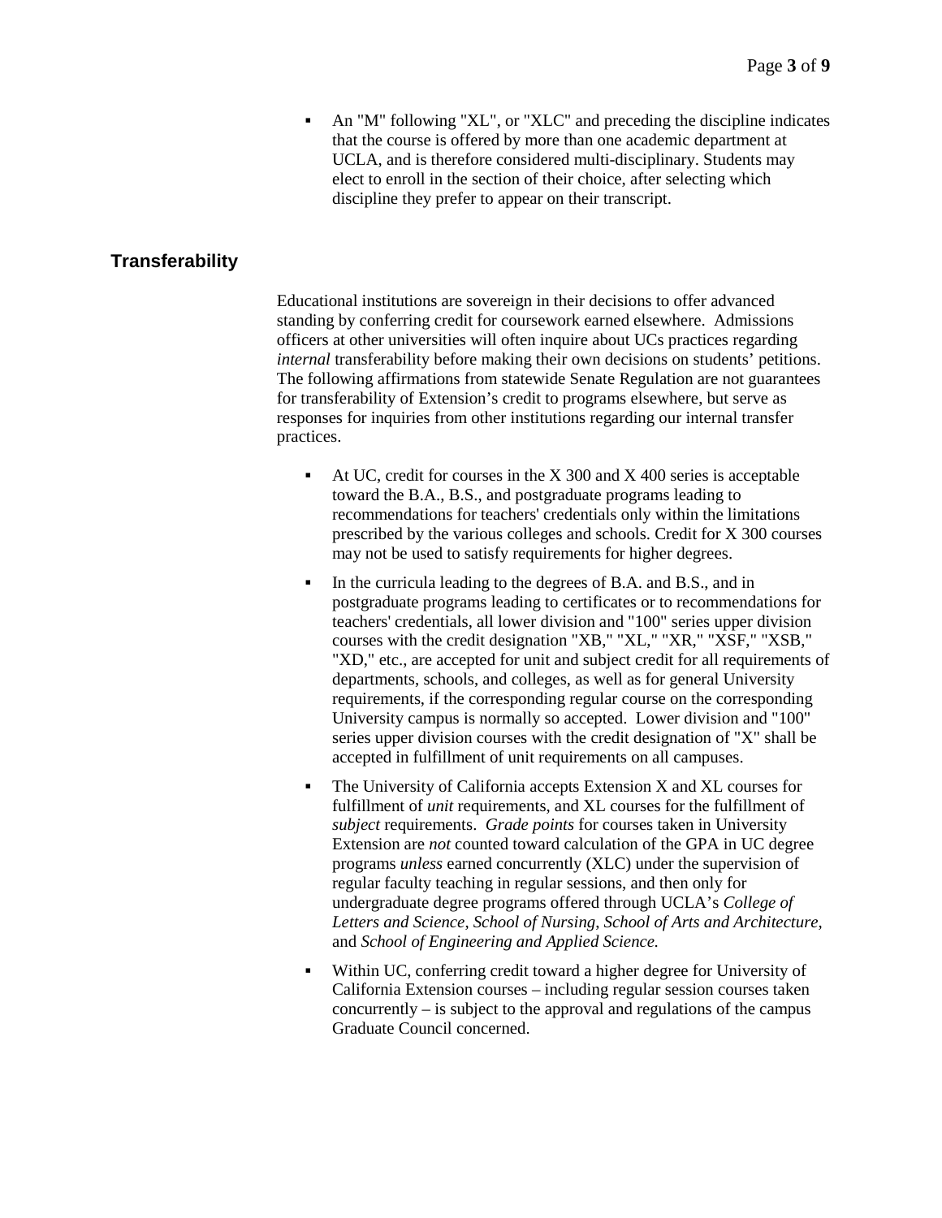- An "M" following "XL", or "XLC" and preceding the discipline indicates that the course is offered by more than one academic department at UCLA, and is therefore considered multi-disciplinary. Students may elect to enroll in the section of their choice, after selecting which discipline they prefer to appear on their transcript.

## Transferability

Educational institutions are sovereign in their decisions to offer advanced standing by conferring credit for coursework earned elsewhere. Admissions officers at other universities will often inquire about UCs practices regarding *internal* transferability before making their own decisions on students' petitions. The following affirmations from statewide Senate Regulation are not guarantees for transferability of Extension's credit to programs elsewhere, but serve as responses for inquiries from other institutions regarding our internal transfer practices.

- At UC, credit for courses in the X 300 and X 400 series is acceptable toward the B.A., B.S., and postgraduate programs leading to recommendations for teachers' credentials only within the limitations prescribed by the various colleges and schools. Credit for X 300 courses may not be used to satisfy requirements for higher degrees.
- In the curricula leading to the degrees of B.A. and B.S., and in postgraduate programs leading to certificates or to recommendations for teachers' credentials, all lower division and "100" series upper division courses with the credit designation "XB," "XL," "XR," "XSF," "XSB," "XD," etc., are accepted for unit and subject credit for all requirements of departments, schools, and colleges, as well as for general University requirements, if the corresponding regular course on the corresponding University campus is normally so accepted. Lower division and "100" series upper division courses with the credit designation of "X" shall be accepted in fulfillment of unit requirements on all campuses.
- The University of California accepts Extension X and XL courses for fulfillment of *unit* requirements, and XL courses for the fulfillment of *subject* requirements. *Grade points* for courses taken in University Extension are *not* counted toward calculation of the GPA in UC degree programs *unless* earned concurrently (XLC) under the supervision of regular faculty teaching in regular sessions, and then only for undergraduate degree programs offered through UCLA's *College of Letters and Science*, *School of Nursing*, *School of Arts and Architecture*, and *School of Engineering and Applied Science.*
- Within UC, conferring credit toward a higher degree for University of California Extension courses – including regular session courses taken concurrently – is subject to the approval and regulations of the campus Graduate Council concerned.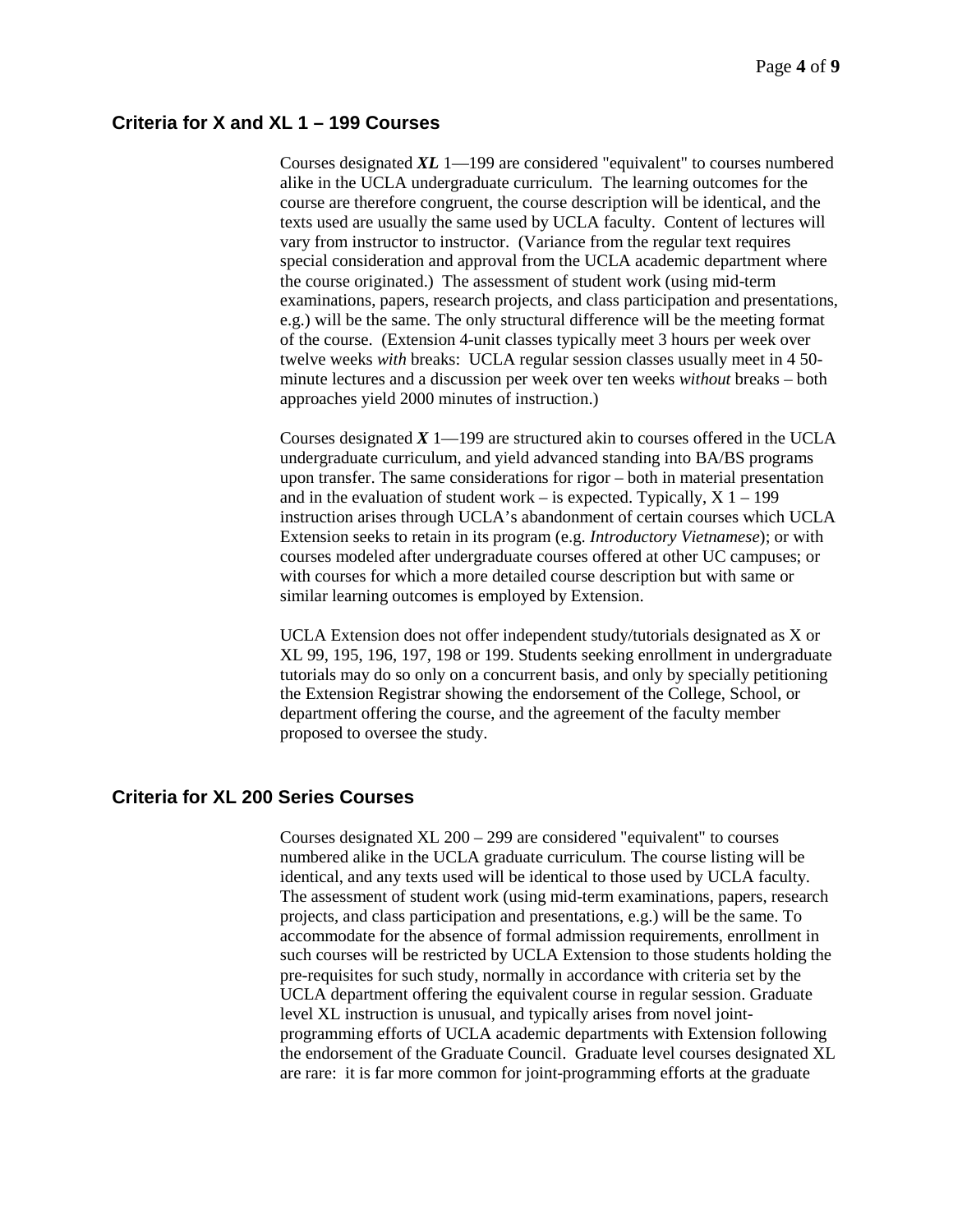## Criteria for X and XL 1 – 199 Courses

Courses designated ***XL*** 1—199 are considered "equivalent" to courses numbered alike in the UCLA undergraduate curriculum. The learning outcomes for the course are therefore congruent, the course description will be identical, and the texts used are usually the same used by UCLA faculty. Content of lectures will vary from instructor to instructor. (Variance from the regular text requires special consideration and approval from the UCLA academic department where the course originated.) The assessment of student work (using mid-term examinations, papers, research projects, and class participation and presentations, e.g.) will be the same. The only structural difference will be the meeting format of the course. (Extension 4-unit classes typically meet 3 hours per week over twelve weeks *with* breaks: UCLA regular session classes usually meet in 4 50-minute lectures and a discussion per week over ten weeks *without* breaks – both approaches yield 2000 minutes of instruction.)

Courses designated ***X*** 1—199 are structured akin to courses offered in the UCLA undergraduate curriculum, and yield advanced standing into BA/BS programs upon transfer. The same considerations for rigor – both in material presentation and in the evaluation of student work – is expected. Typically, X 1 – 199 instruction arises through UCLA's abandonment of certain courses which UCLA Extension seeks to retain in its program (e.g. *Introductory Vietnamese*); or with courses modeled after undergraduate courses offered at other UC campuses; or with courses for which a more detailed course description but with same or similar learning outcomes is employed by Extension.

UCLA Extension does not offer independent study/tutorials designated as X or XL 99, 195, 196, 197, 198 or 199. Students seeking enrollment in undergraduate tutorials may do so only on a concurrent basis, and only by specially petitioning the Extension Registrar showing the endorsement of the College, School, or department offering the course, and the agreement of the faculty member proposed to oversee the study.

## Criteria for XL 200 Series Courses

Courses designated XL 200 – 299 are considered "equivalent" to courses numbered alike in the UCLA graduate curriculum. The course listing will be identical, and any texts used will be identical to those used by UCLA faculty. The assessment of student work (using mid-term examinations, papers, research projects, and class participation and presentations, e.g.) will be the same. To accommodate for the absence of formal admission requirements, enrollment in such courses will be restricted by UCLA Extension to those students holding the pre-requisites for such study, normally in accordance with criteria set by the UCLA department offering the equivalent course in regular session. Graduate level XL instruction is unusual, and typically arises from novel joint-programming efforts of UCLA academic departments with Extension following the endorsement of the Graduate Council. Graduate level courses designated XL are rare: it is far more common for joint-programming efforts at the graduate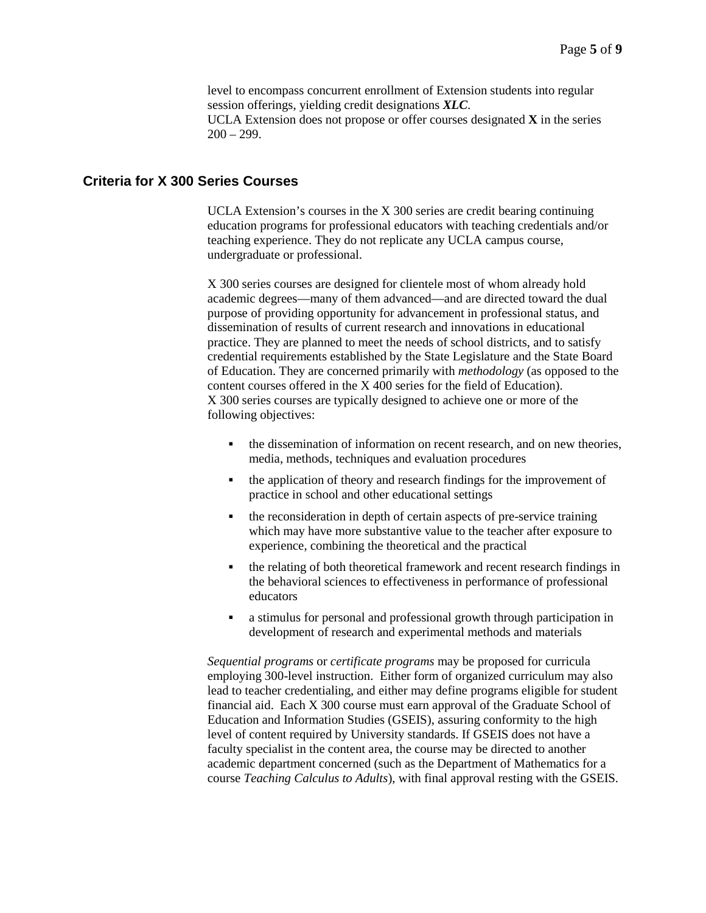level to encompass concurrent enrollment of Extension students into regular session offerings, yielding credit designations ***XLC***.
UCLA Extension does not propose or offer courses designated **X** in the series 200 – 299.

## Criteria for X 300 Series Courses

UCLA Extension's courses in the X 300 series are credit bearing continuing education programs for professional educators with teaching credentials and/or teaching experience. They do not replicate any UCLA campus course, undergraduate or professional.

X 300 series courses are designed for clientele most of whom already hold academic degrees—many of them advanced—and are directed toward the dual purpose of providing opportunity for advancement in professional status, and dissemination of results of current research and innovations in educational practice. They are planned to meet the needs of school districts, and to satisfy credential requirements established by the State Legislature and the State Board of Education. They are concerned primarily with *methodology* (as opposed to the content courses offered in the X 400 series for the field of Education).
X 300 series courses are typically designed to achieve one or more of the following objectives:

- the dissemination of information on recent research, and on new theories, media, methods, techniques and evaluation procedures
- the application of theory and research findings for the improvement of practice in school and other educational settings
- the reconsideration in depth of certain aspects of pre-service training which may have more substantive value to the teacher after exposure to experience, combining the theoretical and the practical
- the relating of both theoretical framework and recent research findings in the behavioral sciences to effectiveness in performance of professional educators
- a stimulus for personal and professional growth through participation in development of research and experimental methods and materials

*Sequential programs* or *certificate programs* may be proposed for curricula employing 300-level instruction. Either form of organized curriculum may also lead to teacher credentialing, and either may define programs eligible for student financial aid. Each X 300 course must earn approval of the Graduate School of Education and Information Studies (GSEIS), assuring conformity to the high level of content required by University standards. If GSEIS does not have a faculty specialist in the content area, the course may be directed to another academic department concerned (such as the Department of Mathematics for a course *Teaching Calculus to Adults*), with final approval resting with the GSEIS.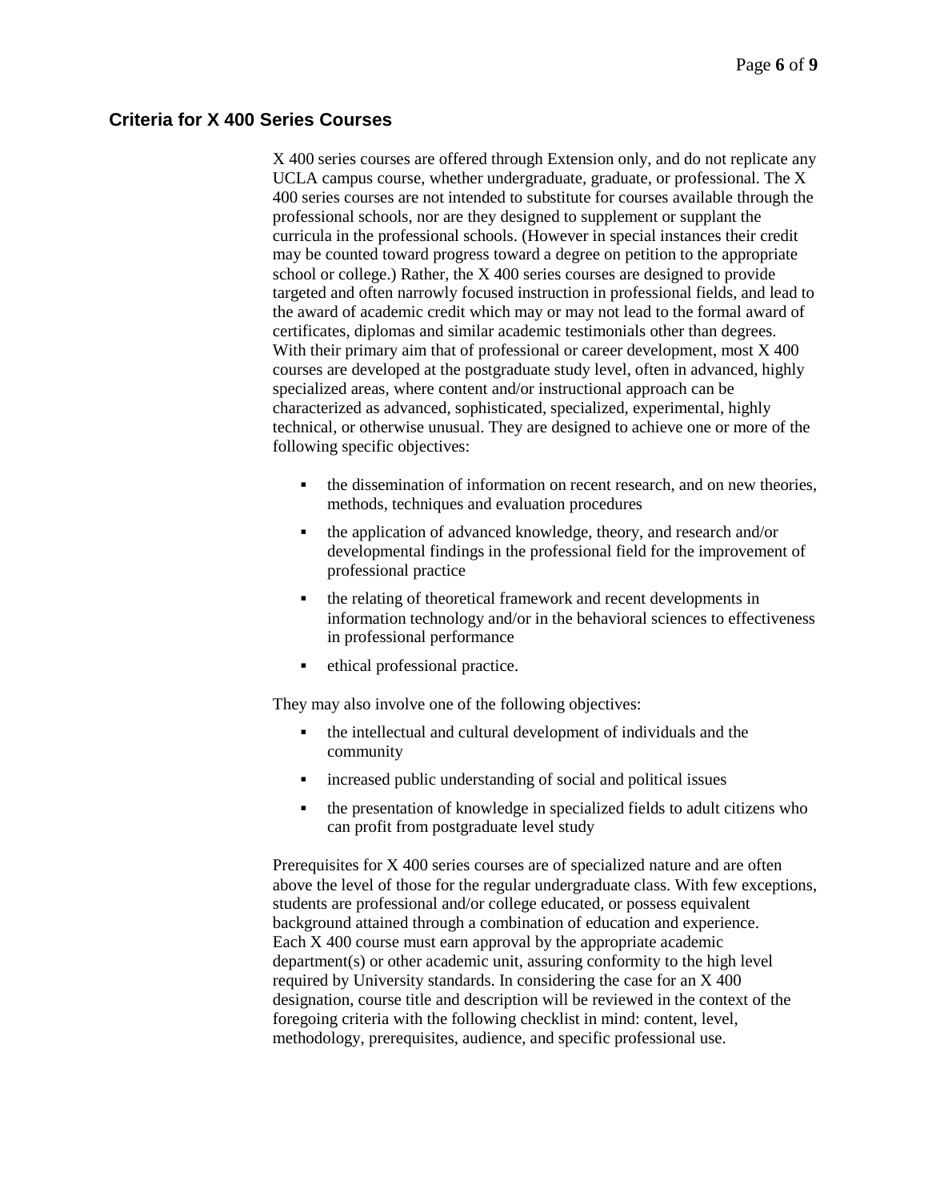## Criteria for X 400 Series Courses

X 400 series courses are offered through Extension only, and do not replicate any UCLA campus course, whether undergraduate, graduate, or professional. The X 400 series courses are not intended to substitute for courses available through the professional schools, nor are they designed to supplement or supplant the curricula in the professional schools. (However in special instances their credit may be counted toward progress toward a degree on petition to the appropriate school or college.) Rather, the X 400 series courses are designed to provide targeted and often narrowly focused instruction in professional fields, and lead to the award of academic credit which may or may not lead to the formal award of certificates, diplomas and similar academic testimonials other than degrees. With their primary aim that of professional or career development, most X 400 courses are developed at the postgraduate study level, often in advanced, highly specialized areas, where content and/or instructional approach can be characterized as advanced, sophisticated, specialized, experimental, highly technical, or otherwise unusual. They are designed to achieve one or more of the following specific objectives:

- the dissemination of information on recent research, and on new theories, methods, techniques and evaluation procedures
- the application of advanced knowledge, theory, and research and/or developmental findings in the professional field for the improvement of professional practice
- the relating of theoretical framework and recent developments in information technology and/or in the behavioral sciences to effectiveness in professional performance
- ethical professional practice.

They may also involve one of the following objectives:

- the intellectual and cultural development of individuals and the community
- increased public understanding of social and political issues
- the presentation of knowledge in specialized fields to adult citizens who can profit from postgraduate level study

Prerequisites for X 400 series courses are of specialized nature and are often above the level of those for the regular undergraduate class. With few exceptions, students are professional and/or college educated, or possess equivalent background attained through a combination of education and experience. Each X 400 course must earn approval by the appropriate academic department(s) or other academic unit, assuring conformity to the high level required by University standards. In considering the case for an X 400 designation, course title and description will be reviewed in the context of the foregoing criteria with the following checklist in mind: content, level, methodology, prerequisites, audience, and specific professional use.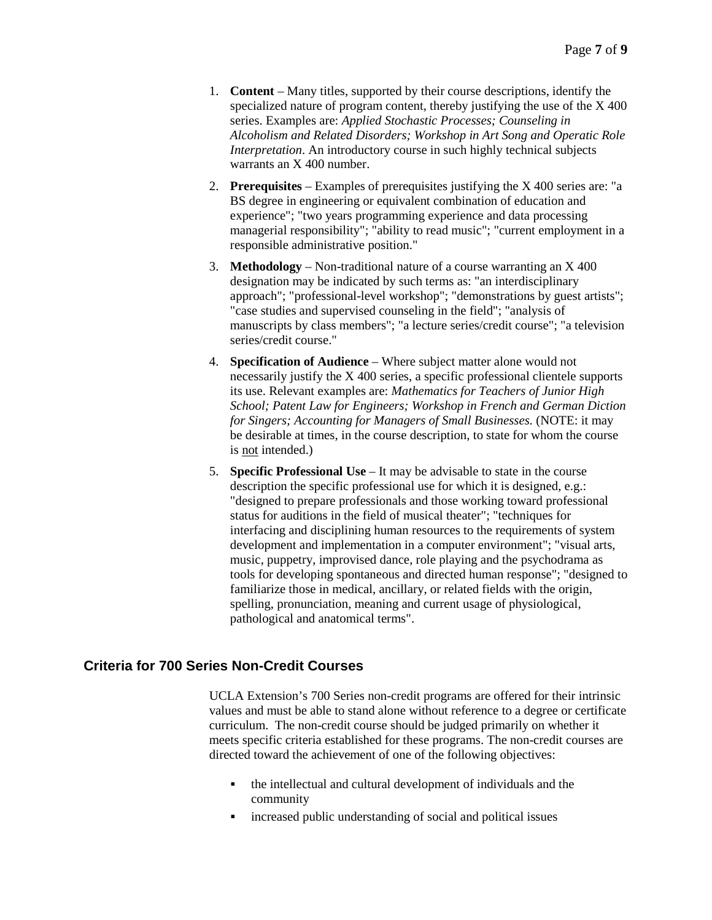1. **Content** – Many titles, supported by their course descriptions, identify the specialized nature of program content, thereby justifying the use of the X 400 series. Examples are: *Applied Stochastic Processes; Counseling in Alcoholism and Related Disorders; Workshop in Art Song and Operatic Role Interpretation*. An introductory course in such highly technical subjects warrants an X 400 number.

2. **Prerequisites** – Examples of prerequisites justifying the X 400 series are: "a BS degree in engineering or equivalent combination of education and experience"; "two years programming experience and data processing managerial responsibility"; "ability to read music"; "current employment in a responsible administrative position."

3. **Methodology** – Non-traditional nature of a course warranting an X 400 designation may be indicated by such terms as: "an interdisciplinary approach"; "professional-level workshop"; "demonstrations by guest artists"; "case studies and supervised counseling in the field"; "analysis of manuscripts by class members"; "a lecture series/credit course"; "a television series/credit course."

4. **Specification of Audience** – Where subject matter alone would not necessarily justify the X 400 series, a specific professional clientele supports its use. Relevant examples are: *Mathematics for Teachers of Junior High School; Patent Law for Engineers; Workshop in French and German Diction for Singers; Accounting for Managers of Small Businesses.* (NOTE: it may be desirable at times, in the course description, to state for whom the course is not intended.)

5. **Specific Professional Use** – It may be advisable to state in the course description the specific professional use for which it is designed, e.g.: "designed to prepare professionals and those working toward professional status for auditions in the field of musical theater"; "techniques for interfacing and disciplining human resources to the requirements of system development and implementation in a computer environment"; "visual arts, music, puppetry, improvised dance, role playing and the psychodrama as tools for developing spontaneous and directed human response"; "designed to familiarize those in medical, ancillary, or related fields with the origin, spelling, pronunciation, meaning and current usage of physiological, pathological and anatomical terms".

## Criteria for 700 Series Non-Credit Courses

UCLA Extension's 700 Series non-credit programs are offered for their intrinsic values and must be able to stand alone without reference to a degree or certificate curriculum. The non-credit course should be judged primarily on whether it meets specific criteria established for these programs. The non-credit courses are directed toward the achievement of one of the following objectives:

- the intellectual and cultural development of individuals and the community
- increased public understanding of social and political issues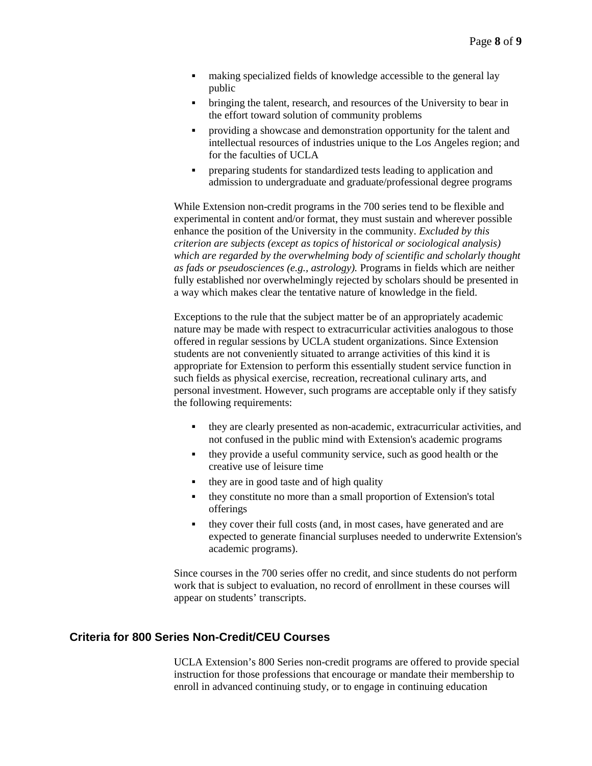- making specialized fields of knowledge accessible to the general lay public
- bringing the talent, research, and resources of the University to bear in the effort toward solution of community problems
- providing a showcase and demonstration opportunity for the talent and intellectual resources of industries unique to the Los Angeles region; and for the faculties of UCLA
- preparing students for standardized tests leading to application and admission to undergraduate and graduate/professional degree programs

While Extension non-credit programs in the 700 series tend to be flexible and experimental in content and/or format, they must sustain and wherever possible enhance the position of the University in the community. *Excluded by this criterion are subjects (except as topics of historical or sociological analysis) which are regarded by the overwhelming body of scientific and scholarly thought as fads or pseudosciences (e.g., astrology).* Programs in fields which are neither fully established nor overwhelmingly rejected by scholars should be presented in a way which makes clear the tentative nature of knowledge in the field.

Exceptions to the rule that the subject matter be of an appropriately academic nature may be made with respect to extracurricular activities analogous to those offered in regular sessions by UCLA student organizations. Since Extension students are not conveniently situated to arrange activities of this kind it is appropriate for Extension to perform this essentially student service function in such fields as physical exercise, recreation, recreational culinary arts, and personal investment. However, such programs are acceptable only if they satisfy the following requirements:

- they are clearly presented as non-academic, extracurricular activities, and not confused in the public mind with Extension's academic programs
- they provide a useful community service, such as good health or the creative use of leisure time
- they are in good taste and of high quality
- they constitute no more than a small proportion of Extension's total offerings
- they cover their full costs (and, in most cases, have generated and are expected to generate financial surpluses needed to underwrite Extension's academic programs).

Since courses in the 700 series offer no credit, and since students do not perform work that is subject to evaluation, no record of enrollment in these courses will appear on students' transcripts.

## Criteria for 800 Series Non-Credit/CEU Courses

UCLA Extension's 800 Series non-credit programs are offered to provide special instruction for those professions that encourage or mandate their membership to enroll in advanced continuing study, or to engage in continuing education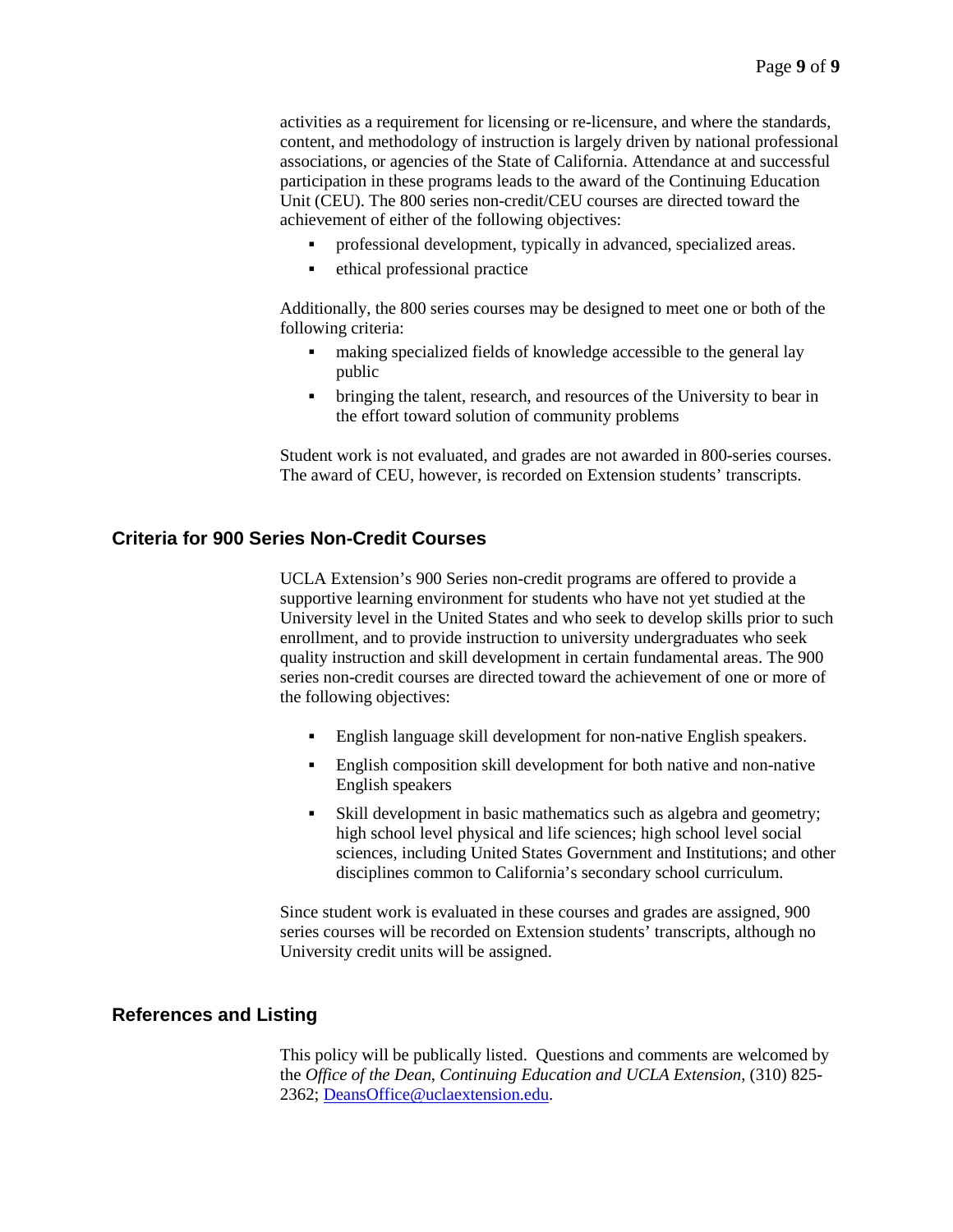activities as a requirement for licensing or re-licensure, and where the standards, content, and methodology of instruction is largely driven by national professional associations, or agencies of the State of California. Attendance at and successful participation in these programs leads to the award of the Continuing Education Unit (CEU). The 800 series non-credit/CEU courses are directed toward the achievement of either of the following objectives:

- professional development, typically in advanced, specialized areas.
- ethical professional practice

Additionally, the 800 series courses may be designed to meet one or both of the following criteria:

- making specialized fields of knowledge accessible to the general lay public
- bringing the talent, research, and resources of the University to bear in the effort toward solution of community problems

Student work is not evaluated, and grades are not awarded in 800-series courses. The award of CEU, however, is recorded on Extension students' transcripts.

## Criteria for 900 Series Non-Credit Courses

UCLA Extension's 900 Series non-credit programs are offered to provide a supportive learning environment for students who have not yet studied at the University level in the United States and who seek to develop skills prior to such enrollment, and to provide instruction to university undergraduates who seek quality instruction and skill development in certain fundamental areas. The 900 series non-credit courses are directed toward the achievement of one or more of the following objectives:

- English language skill development for non-native English speakers.
- English composition skill development for both native and non-native English speakers
- Skill development in basic mathematics such as algebra and geometry; high school level physical and life sciences; high school level social sciences, including United States Government and Institutions; and other disciplines common to California's secondary school curriculum.

Since student work is evaluated in these courses and grades are assigned, 900 series courses will be recorded on Extension students' transcripts, although no University credit units will be assigned.

## References and Listing

This policy will be publically listed. Questions and comments are welcomed by the *Office of the Dean, Continuing Education and UCLA Extension*, (310) 825-2362; DeansOffice@uclaextension.edu.